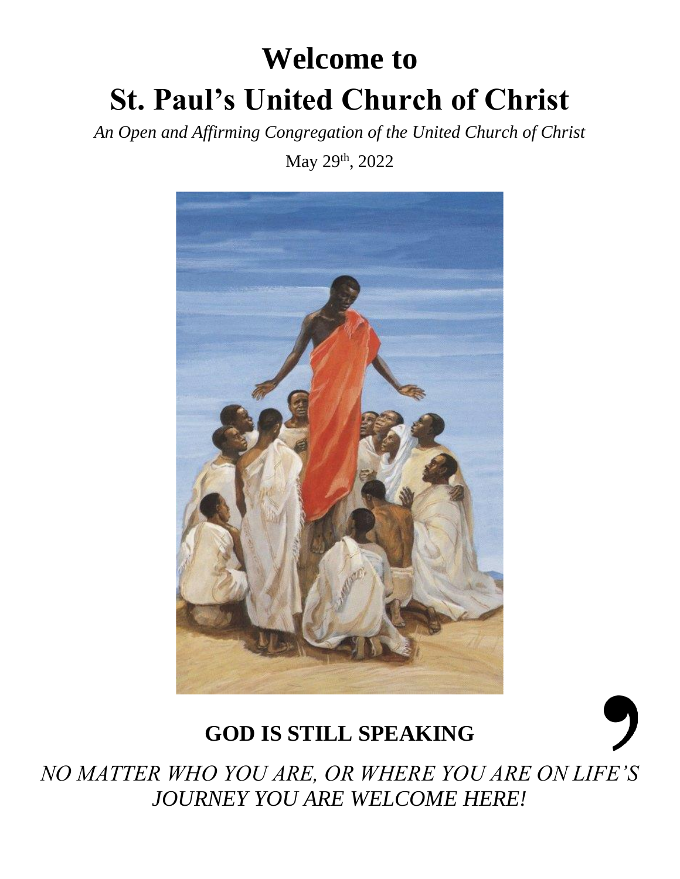# Welcome to
# St. Paul's United Church of Christ

*An Open and Affirming Congregation of the United Church of Christ*

May 29th, 2022

## GOD IS STILL SPEAKING,

*NO MATTER WHO YOU ARE, OR WHERE YOU ARE ON LIFE'S JOURNEY YOU ARE WELCOME HERE!*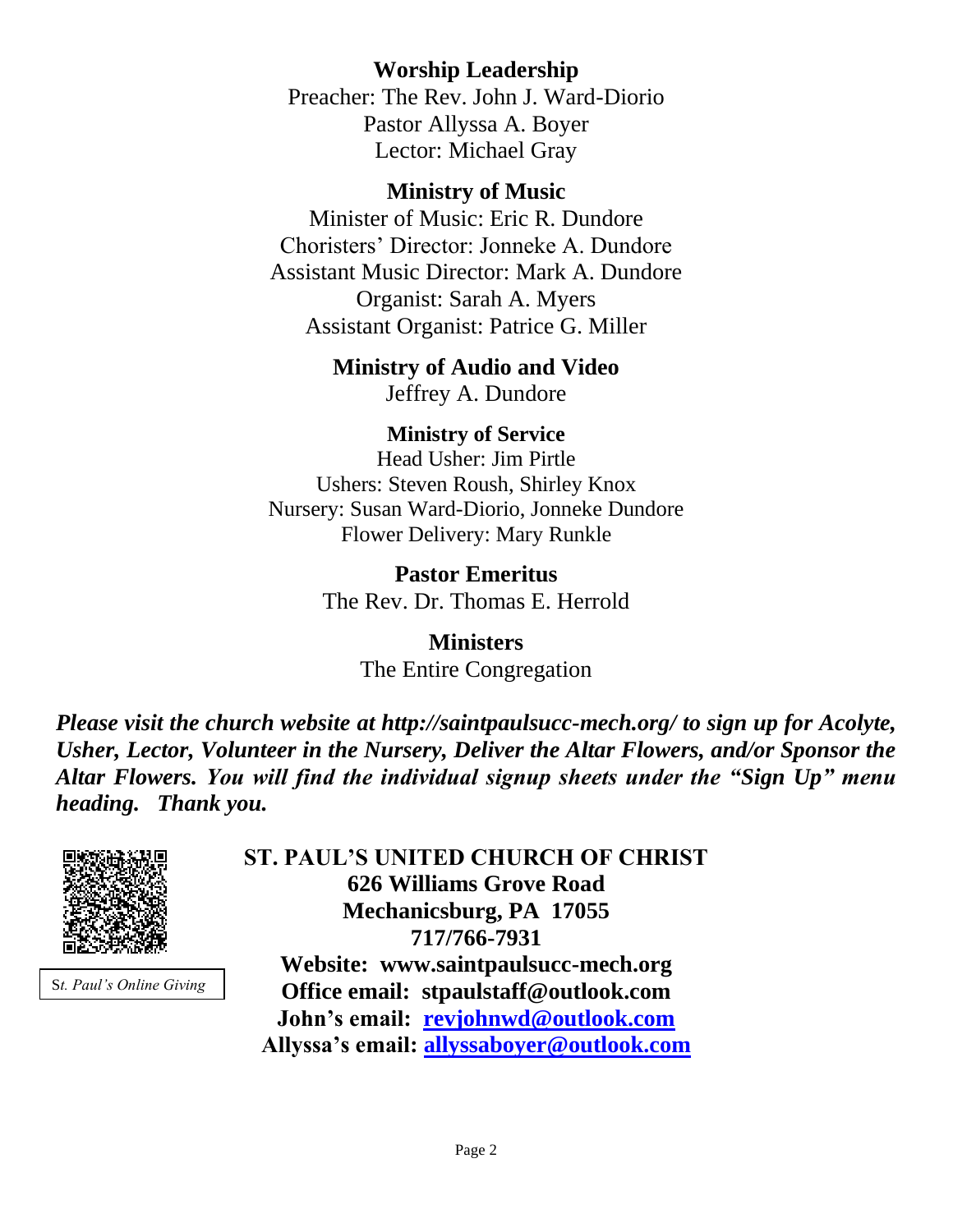**Worship Leadership**
Preacher: The Rev. John J. Ward-Diorio
Pastor Allyssa A. Boyer
Lector: Michael Gray

**Ministry of Music**
Minister of Music: Eric R. Dundore
Choristers' Director: Jonneke A. Dundore
Assistant Music Director: Mark A. Dundore
Organist: Sarah A. Myers
Assistant Organist: Patrice G. Miller

**Ministry of Audio and Video**
Jeffrey A. Dundore

**Ministry of Service**
Head Usher: Jim Pirtle
Ushers: Steven Roush, Shirley Knox
Nursery: Susan Ward-Diorio, Jonneke Dundore
Flower Delivery: Mary Runkle

**Pastor Emeritus**
The Rev. Dr. Thomas E. Herrold

**Ministers**
The Entire Congregation

***Please visit the church website at http://saintpaulsucc-mech.org/ to sign up for Acolyte, Usher, Lector, Volunteer in the Nursery, Deliver the Altar Flowers, and/or Sponsor the Altar Flowers. You will find the individual signup sheets under the "Sign Up" menu heading. Thank you.***

*St. Paul's Online Giving*

**ST. PAUL'S UNITED CHURCH OF CHRIST**
**626 Williams Grove Road**
**Mechanicsburg, PA 17055**
**717/766-7931**
**Website: www.saintpaulsucc-mech.org**
**Office email: stpaulstaff@outlook.com**
**John's email: revjohnwd@outlook.com**
**Allyssa's email: allyssaboyer@outlook.com**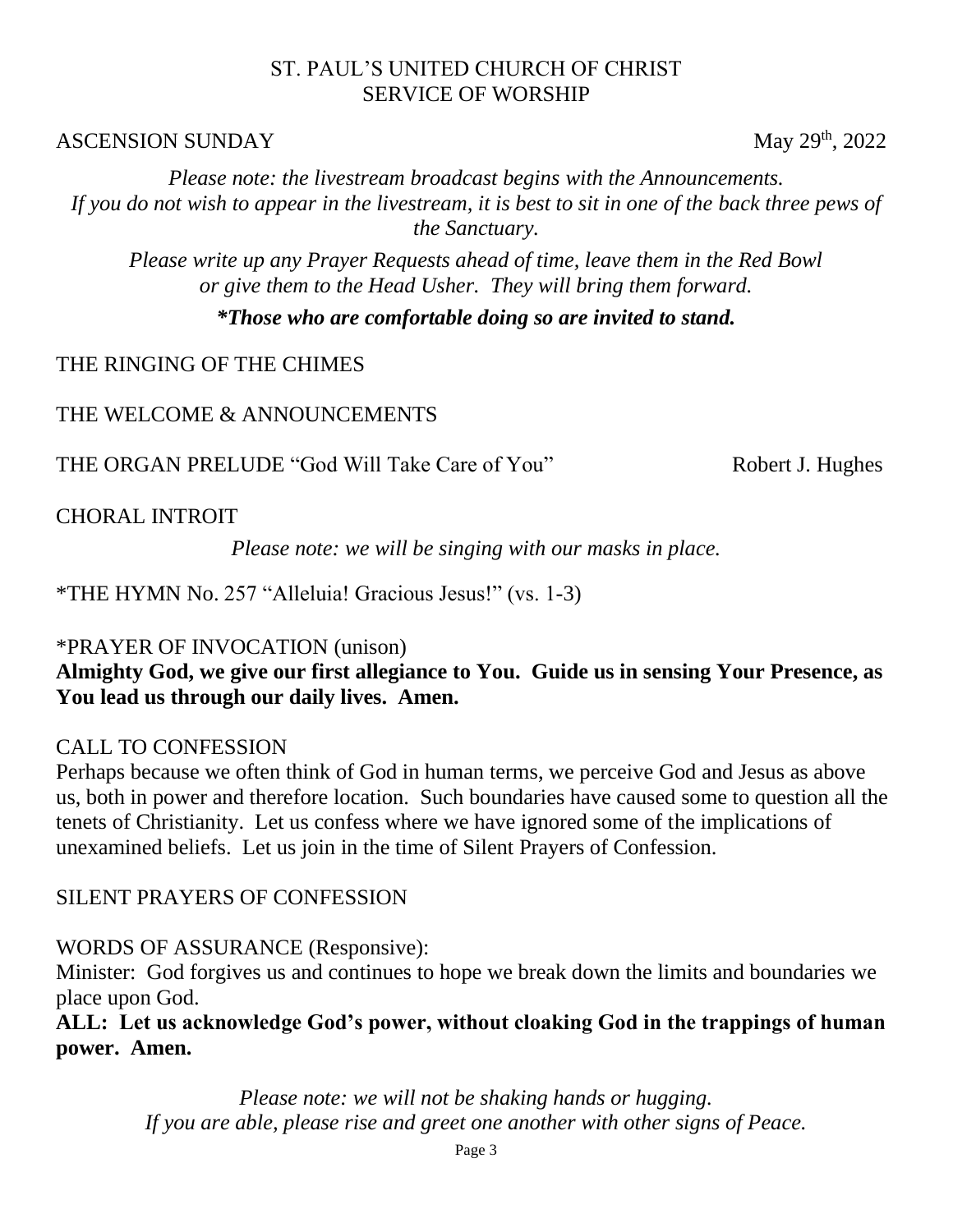# ST. PAUL'S UNITED CHURCH OF CHRIST
# SERVICE OF WORSHIP

ASCENSION SUNDAY May 29th, 2022

*Please note: the livestream broadcast begins with the Announcements. If you do not wish to appear in the livestream, it is best to sit in one of the back three pews of the Sanctuary.*

*Please write up any Prayer Requests ahead of time, leave them in the Red Bowl or give them to the Head Usher. They will bring them forward.*

***Those who are comfortable doing so are invited to stand.***

THE RINGING OF THE CHIMES

THE WELCOME & ANNOUNCEMENTS

THE ORGAN PRELUDE "God Will Take Care of You" Robert J. Hughes

CHORAL INTROIT

*Please note: we will be singing with our masks in place.*

*THE HYMN No. 257 "Alleluia! Gracious Jesus!" (vs. 1-3)

*PRAYER OF INVOCATION (unison)

**Almighty God, we give our first allegiance to You. Guide us in sensing Your Presence, as You lead us through our daily lives. Amen.**

CALL TO CONFESSION

Perhaps because we often think of God in human terms, we perceive God and Jesus as above us, both in power and therefore location. Such boundaries have caused some to question all the tenets of Christianity. Let us confess where we have ignored some of the implications of unexamined beliefs. Let us join in the time of Silent Prayers of Confession.

SILENT PRAYERS OF CONFESSION

WORDS OF ASSURANCE (Responsive):

Minister: God forgives us and continues to hope we break down the limits and boundaries we place upon God.

**ALL: Let us acknowledge God's power, without cloaking God in the trappings of human power. Amen.**

*Please note: we will not be shaking hands or hugging. If you are able, please rise and greet one another with other signs of Peace.*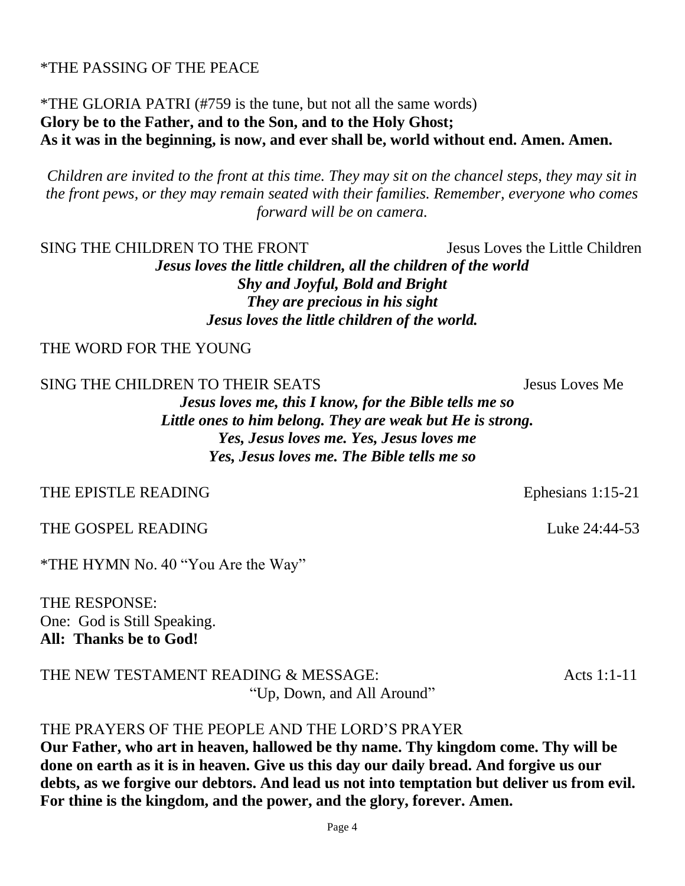*THE PASSING OF THE PEACE

*THE GLORIA PATRI (#759 is the tune, but not all the same words)
**Glory be to the Father, and to the Son, and to the Holy Ghost;**
**As it was in the beginning, is now, and ever shall be, world without end. Amen. Amen.**

*Children are invited to the front at this time. They may sit on the chancel steps, they may sit in the front pews, or they may remain seated with their families. Remember, everyone who comes forward will be on camera.*

SING THE CHILDREN TO THE FRONT — Jesus Loves the Little Children

***Jesus loves the little children, all the children of the world***
***Shy and Joyful, Bold and Bright***
***They are precious in his sight***
***Jesus loves the little children of the world.***

THE WORD FOR THE YOUNG

SING THE CHILDREN TO THEIR SEATS — Jesus Loves Me

***Jesus loves me, this I know, for the Bible tells me so***
***Little ones to him belong. They are weak but He is strong.***
***Yes, Jesus loves me. Yes, Jesus loves me***
***Yes, Jesus loves me. The Bible tells me so***

THE EPISTLE READING — Ephesians 1:15-21

THE GOSPEL READING — Luke 24:44-53

*THE HYMN No. 40 "You Are the Way"

THE RESPONSE:
One: God is Still Speaking.
**All: Thanks be to God!**

THE NEW TESTAMENT READING & MESSAGE: — Acts 1:1-11
"Up, Down, and All Around"

THE PRAYERS OF THE PEOPLE AND THE LORD'S PRAYER
**Our Father, who art in heaven, hallowed be thy name. Thy kingdom come. Thy will be done on earth as it is in heaven. Give us this day our daily bread. And forgive us our debts, as we forgive our debtors. And lead us not into temptation but deliver us from evil. For thine is the kingdom, and the power, and the glory, forever. Amen.**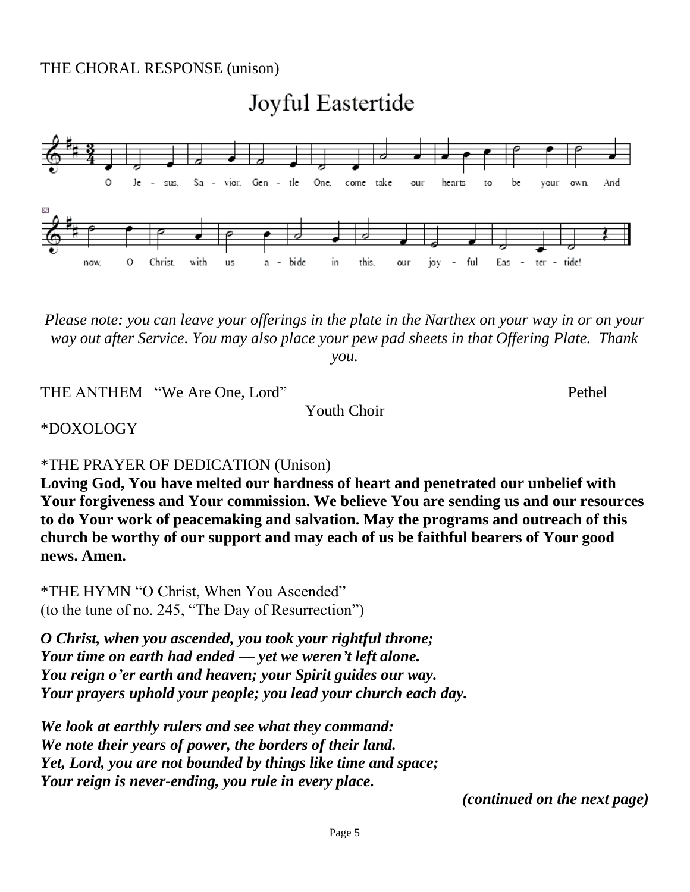THE CHORAL RESPONSE (unison)

## Joyful Eastertide

O Je - sus, Sa - vior, Gen - tle One, come take our hearts to be your own. And now, O Christ, with us a - bide in this, our joy - ful Eas - ter - tide!

*Please note: you can leave your offerings in the plate in the Narthex on your way in or on your way out after Service. You may also place your pew pad sheets in that Offering Plate. Thank you.*

THE ANTHEM "We Are One, Lord" Pethel

Youth Choir

*DOXOLOGY

*THE PRAYER OF DEDICATION (Unison)

**Loving God, You have melted our hardness of heart and penetrated our unbelief with Your forgiveness and Your commission. We believe You are sending us and our resources to do Your work of peacemaking and salvation. May the programs and outreach of this church be worthy of our support and may each of us be faithful bearers of Your good news. Amen.**

*THE HYMN "O Christ, When You Ascended"
(to the tune of no. 245, "The Day of Resurrection")

***O Christ, when you ascended, you took your rightful throne;***
***Your time on earth had ended — yet we weren't left alone.***
***You reign o'er earth and heaven; your Spirit guides our way.***
***Your prayers uphold your people; you lead your church each day.***

***We look at earthly rulers and see what they command:***
***We note their years of power, the borders of their land.***
***Yet, Lord, you are not bounded by things like time and space;***
***Your reign is never-ending, you rule in every place.***

***(continued on the next page)***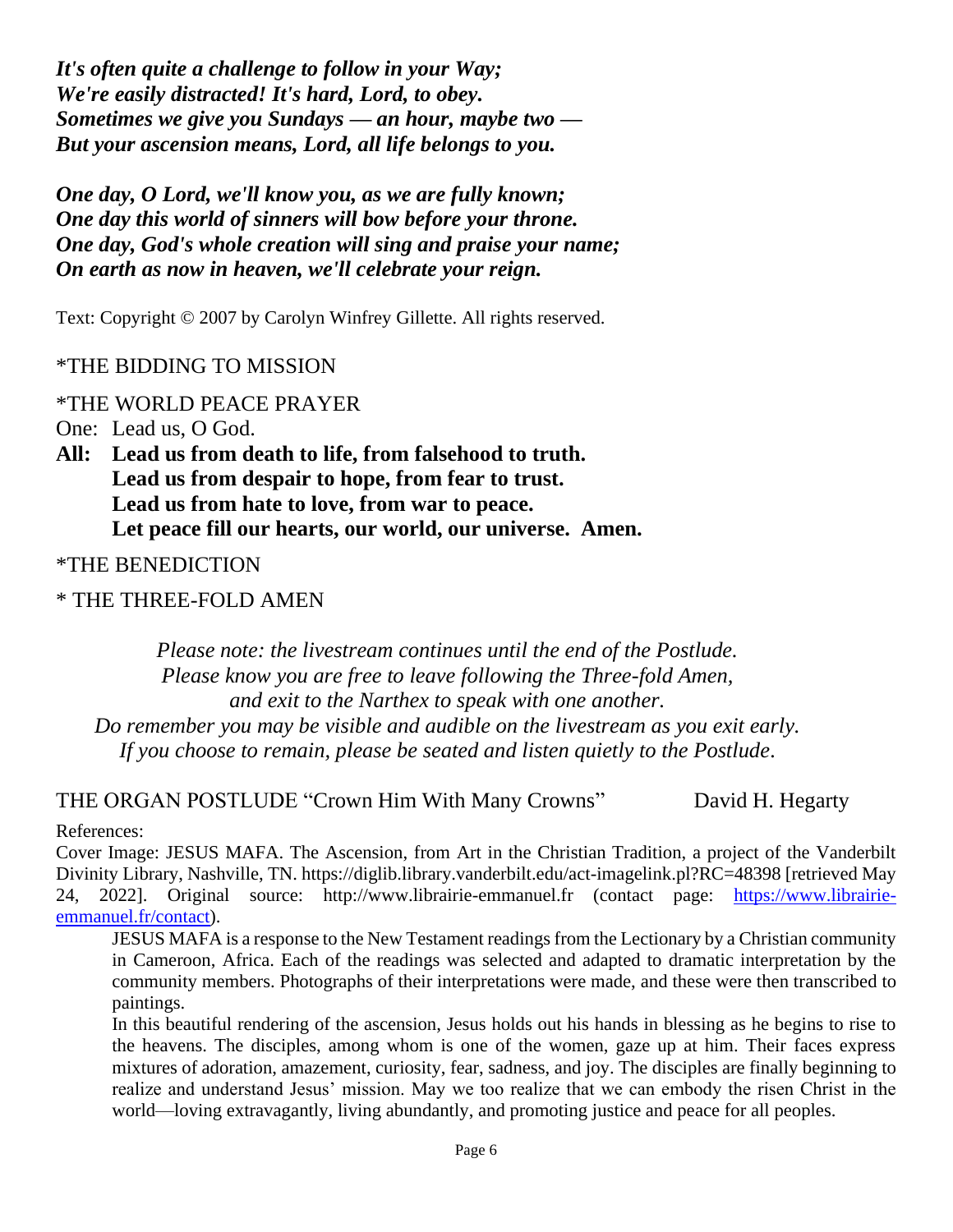*It's often quite a challenge to follow in your Way;*
*We're easily distracted! It's hard, Lord, to obey.*
*Sometimes we give you Sundays — an hour, maybe two —*
*But your ascension means, Lord, all life belongs to you.*

*One day, O Lord, we'll know you, as we are fully known;*
*One day this world of sinners will bow before your throne.*
*One day, God's whole creation will sing and praise your name;*
*On earth as now in heaven, we'll celebrate your reign.*

Text: Copyright © 2007 by Carolyn Winfrey Gillette. All rights reserved.

*THE BIDDING TO MISSION

*THE WORLD PEACE PRAYER

One: Lead us, O God.

**All: Lead us from death to life, from falsehood to truth.**
**Lead us from despair to hope, from fear to trust.**
**Lead us from hate to love, from war to peace.**
**Let peace fill our hearts, our world, our universe. Amen.**

*THE BENEDICTION

* THE THREE-FOLD AMEN

*Please note: the livestream continues until the end of the Postlude.*
*Please know you are free to leave following the Three-fold Amen,*
*and exit to the Narthex to speak with one another.*
*Do remember you may be visible and audible on the livestream as you exit early.*
*If you choose to remain, please be seated and listen quietly to the Postlude.*

THE ORGAN POSTLUDE "Crown Him With Many Crowns" David H. Hegarty

References:

Cover Image: JESUS MAFA. The Ascension, from Art in the Christian Tradition, a project of the Vanderbilt Divinity Library, Nashville, TN. https://diglib.library.vanderbilt.edu/act-imagelink.pl?RC=48398 [retrieved May 24, 2022]. Original source: http://www.librairie-emmanuel.fr (contact page: https://www.librairie-emmanuel.fr/contact).

JESUS MAFA is a response to the New Testament readings from the Lectionary by a Christian community in Cameroon, Africa. Each of the readings was selected and adapted to dramatic interpretation by the community members. Photographs of their interpretations were made, and these were then transcribed to paintings.

In this beautiful rendering of the ascension, Jesus holds out his hands in blessing as he begins to rise to the heavens. The disciples, among whom is one of the women, gaze up at him. Their faces express mixtures of adoration, amazement, curiosity, fear, sadness, and joy. The disciples are finally beginning to realize and understand Jesus' mission. May we too realize that we can embody the risen Christ in the world—loving extravagantly, living abundantly, and promoting justice and peace for all peoples.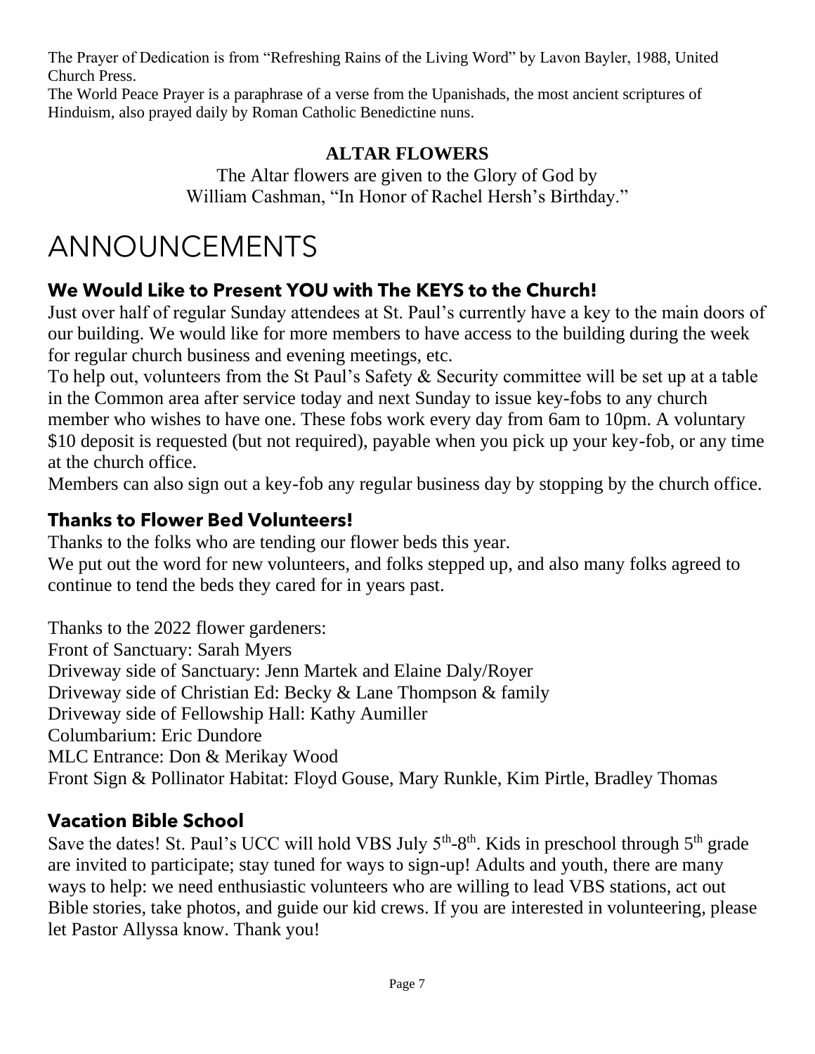The Prayer of Dedication is from "Refreshing Rains of the Living Word" by Lavon Bayler, 1988, United Church Press.

The World Peace Prayer is a paraphrase of a verse from the Upanishads, the most ancient scriptures of Hinduism, also prayed daily by Roman Catholic Benedictine nuns.

**ALTAR FLOWERS**

The Altar flowers are given to the Glory of God by
William Cashman, "In Honor of Rachel Hersh's Birthday."

# ANNOUNCEMENTS

## We Would Like to Present YOU with The KEYS to the Church!

Just over half of regular Sunday attendees at St. Paul's currently have a key to the main doors of our building. We would like for more members to have access to the building during the week for regular church business and evening meetings, etc.

To help out, volunteers from the St Paul's Safety & Security committee will be set up at a table in the Common area after service today and next Sunday to issue key-fobs to any church member who wishes to have one. These fobs work every day from 6am to 10pm. A voluntary $10 deposit is requested (but not required), payable when you pick up your key-fob, or any time at the church office.

Members can also sign out a key-fob any regular business day by stopping by the church office.

## Thanks to Flower Bed Volunteers!

Thanks to the folks who are tending our flower beds this year.

We put out the word for new volunteers, and folks stepped up, and also many folks agreed to continue to tend the beds they cared for in years past.

Thanks to the 2022 flower gardeners:

Front of Sanctuary: Sarah Myers
Driveway side of Sanctuary: Jenn Martek and Elaine Daly/Royer
Driveway side of Christian Ed: Becky & Lane Thompson & family
Driveway side of Fellowship Hall: Kathy Aumiller
Columbarium: Eric Dundore
MLC Entrance: Don & Merikay Wood
Front Sign & Pollinator Habitat: Floyd Gouse, Mary Runkle, Kim Pirtle, Bradley Thomas

## Vacation Bible School

Save the dates! St. Paul's UCC will hold VBS July 5th-8th. Kids in preschool through 5th grade are invited to participate; stay tuned for ways to sign-up! Adults and youth, there are many ways to help: we need enthusiastic volunteers who are willing to lead VBS stations, act out Bible stories, take photos, and guide our kid crews. If you are interested in volunteering, please let Pastor Allyssa know. Thank you!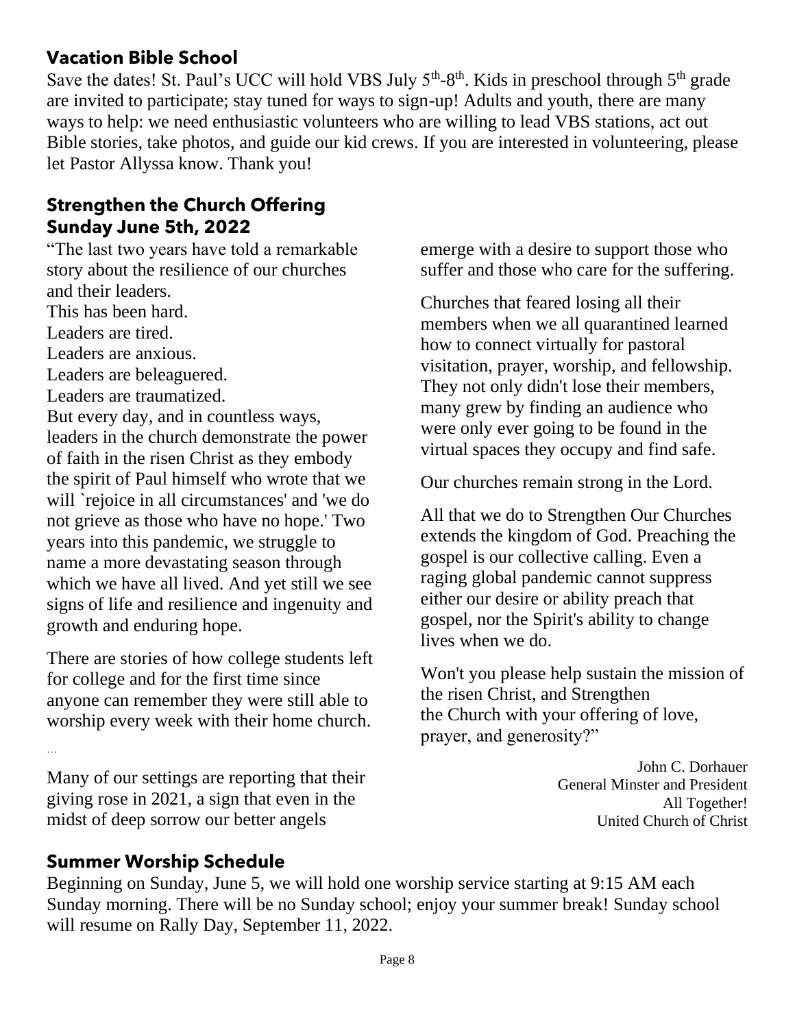## Vacation Bible School

Save the dates! St. Paul's UCC will hold VBS July 5th-8th. Kids in preschool through 5th grade are invited to participate; stay tuned for ways to sign-up! Adults and youth, there are many ways to help: we need enthusiastic volunteers who are willing to lead VBS stations, act out Bible stories, take photos, and guide our kid crews. If you are interested in volunteering, please let Pastor Allyssa know. Thank you!

## Strengthen the Church Offering Sunday June 5th, 2022

"The last two years have told a remarkable story about the resilience of our churches and their leaders.
This has been hard.
Leaders are tired.
Leaders are anxious.
Leaders are beleaguered.
Leaders are traumatized.
But every day, and in countless ways, leaders in the church demonstrate the power of faith in the risen Christ as they embody the spirit of Paul himself who wrote that we will `rejoice in all circumstances' and 'we do not grieve as those who have no hope.' Two years into this pandemic, we struggle to name a more devastating season through which we have all lived. And yet still we see signs of life and resilience and ingenuity and growth and enduring hope.

There are stories of how college students left for college and for the first time since anyone can remember they were still able to worship every week with their home church.

…

Many of our settings are reporting that their giving rose in 2021, a sign that even in the midst of deep sorrow our better angels emerge with a desire to support those who suffer and those who care for the suffering.

Churches that feared losing all their members when we all quarantined learned how to connect virtually for pastoral visitation, prayer, worship, and fellowship. They not only didn't lose their members, many grew by finding an audience who were only ever going to be found in the virtual spaces they occupy and find safe.

Our churches remain strong in the Lord.

All that we do to Strengthen Our Churches extends the kingdom of God. Preaching the gospel is our collective calling. Even a raging global pandemic cannot suppress either our desire or ability preach that gospel, nor the Spirit's ability to change lives when we do.

Won't you please help sustain the mission of the risen Christ, and Strengthen the Church with your offering of love, prayer, and generosity?"

John C. Dorhauer
General Minster and President
All Together!
United Church of Christ

## Summer Worship Schedule

Beginning on Sunday, June 5, we will hold one worship service starting at 9:15 AM each Sunday morning. There will be no Sunday school; enjoy your summer break! Sunday school will resume on Rally Day, September 11, 2022.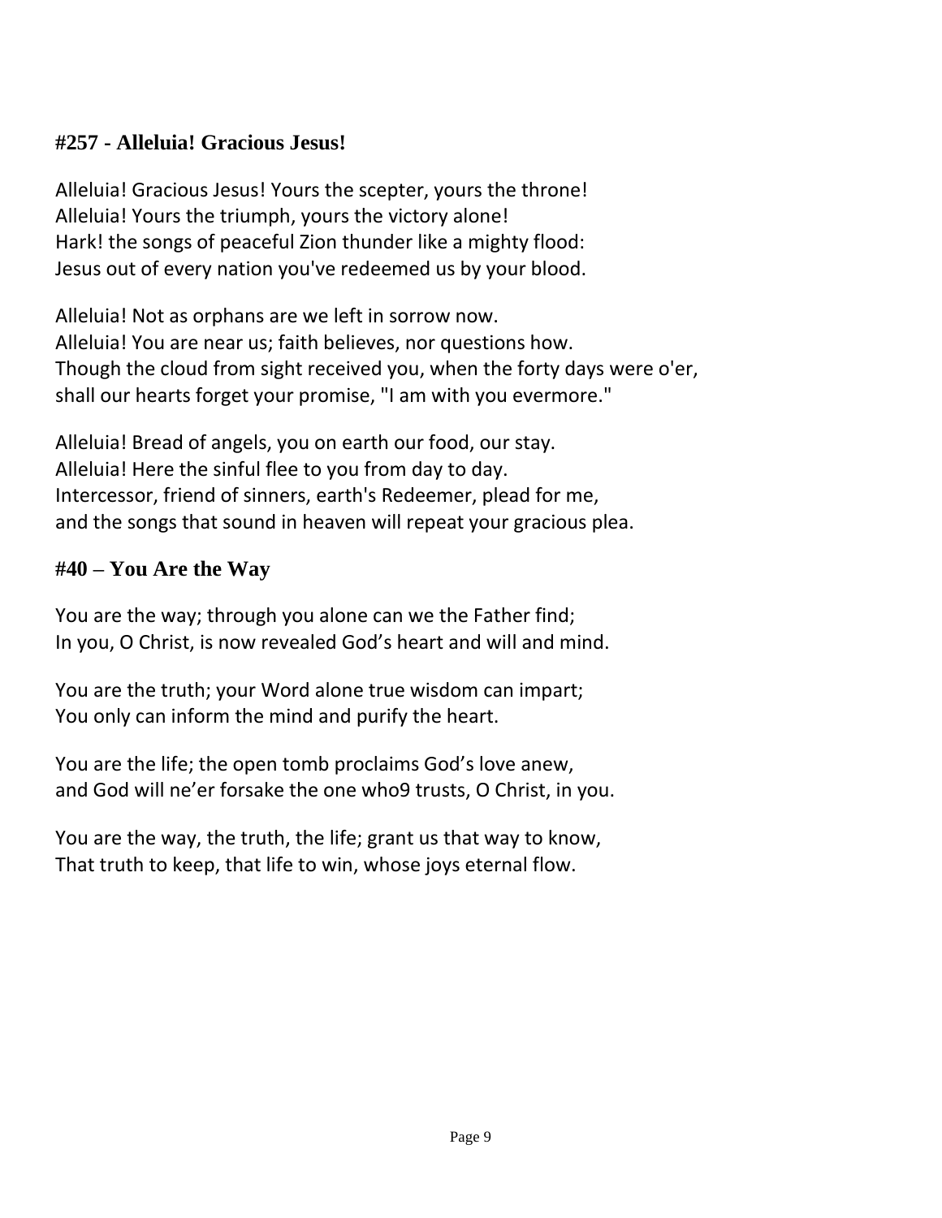**#257 - Alleluia! Gracious Jesus!**

Alleluia! Gracious Jesus! Yours the scepter, yours the throne!
Alleluia! Yours the triumph, yours the victory alone!
Hark! the songs of peaceful Zion thunder like a mighty flood:
Jesus out of every nation you've redeemed us by your blood.

Alleluia! Not as orphans are we left in sorrow now.
Alleluia! You are near us; faith believes, nor questions how.
Though the cloud from sight received you, when the forty days were o'er,
shall our hearts forget your promise, "I am with you evermore."

Alleluia! Bread of angels, you on earth our food, our stay.
Alleluia! Here the sinful flee to you from day to day.
Intercessor, friend of sinners, earth's Redeemer, plead for me,
and the songs that sound in heaven will repeat your gracious plea.

**#40 – You Are the Way**

You are the way; through you alone can we the Father find;
In you, O Christ, is now revealed God's heart and will and mind.

You are the truth; your Word alone true wisdom can impart;
You only can inform the mind and purify the heart.

You are the life; the open tomb proclaims God's love anew,
and God will ne'er forsake the one who9 trusts, O Christ, in you.

You are the way, the truth, the life; grant us that way to know,
That truth to keep, that life to win, whose joys eternal flow.